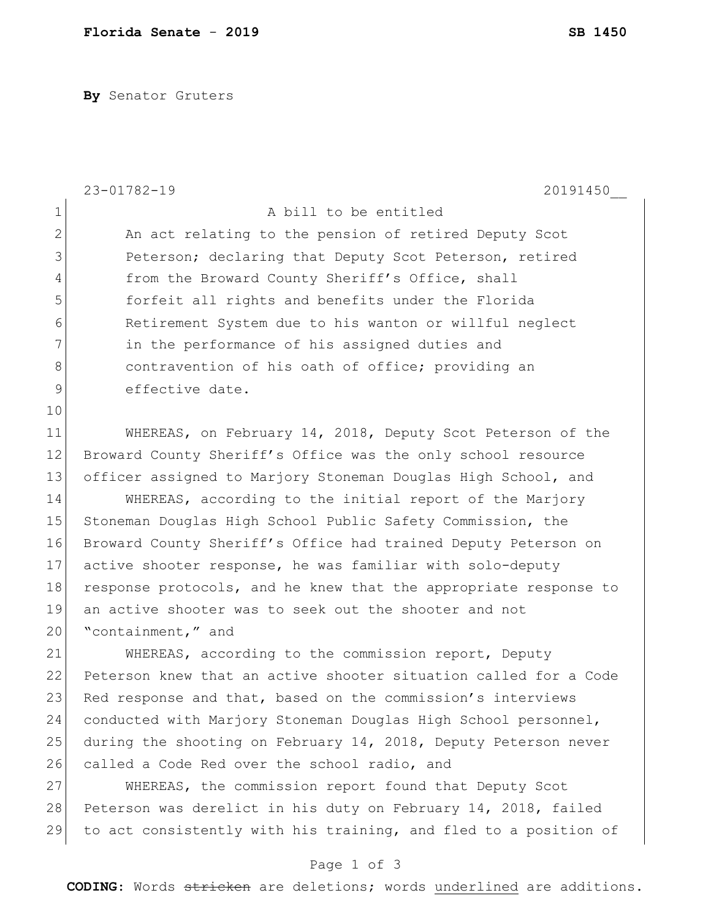**By** Senator Gruters

23-01782-19 20191450__

A bill to be entitled

An act relating to the pension of retired Deputy Scot Peterson; declaring that Deputy Scot Peterson, retired from the Broward County Sheriff's Office, shall forfeit all rights and benefits under the Florida Retirement System due to his wanton or willful neglect in the performance of his assigned duties and contravention of his oath of office; providing an effective date.

WHEREAS, on February 14, 2018, Deputy Scot Peterson of the Broward County Sheriff's Office was the only school resource officer assigned to Marjory Stoneman Douglas High School, and

WHEREAS, according to the initial report of the Marjory Stoneman Douglas High School Public Safety Commission, the Broward County Sheriff's Office had trained Deputy Peterson on active shooter response, he was familiar with solo-deputy response protocols, and he knew that the appropriate response to an active shooter was to seek out the shooter and not "containment," and

WHEREAS, according to the commission report, Deputy Peterson knew that an active shooter situation called for a Code Red response and that, based on the commission's interviews conducted with Marjory Stoneman Douglas High School personnel, during the shooting on February 14, 2018, Deputy Peterson never called a Code Red over the school radio, and

WHEREAS, the commission report found that Deputy Scot Peterson was derelict in his duty on February 14, 2018, failed to act consistently with his training, and fled to a position of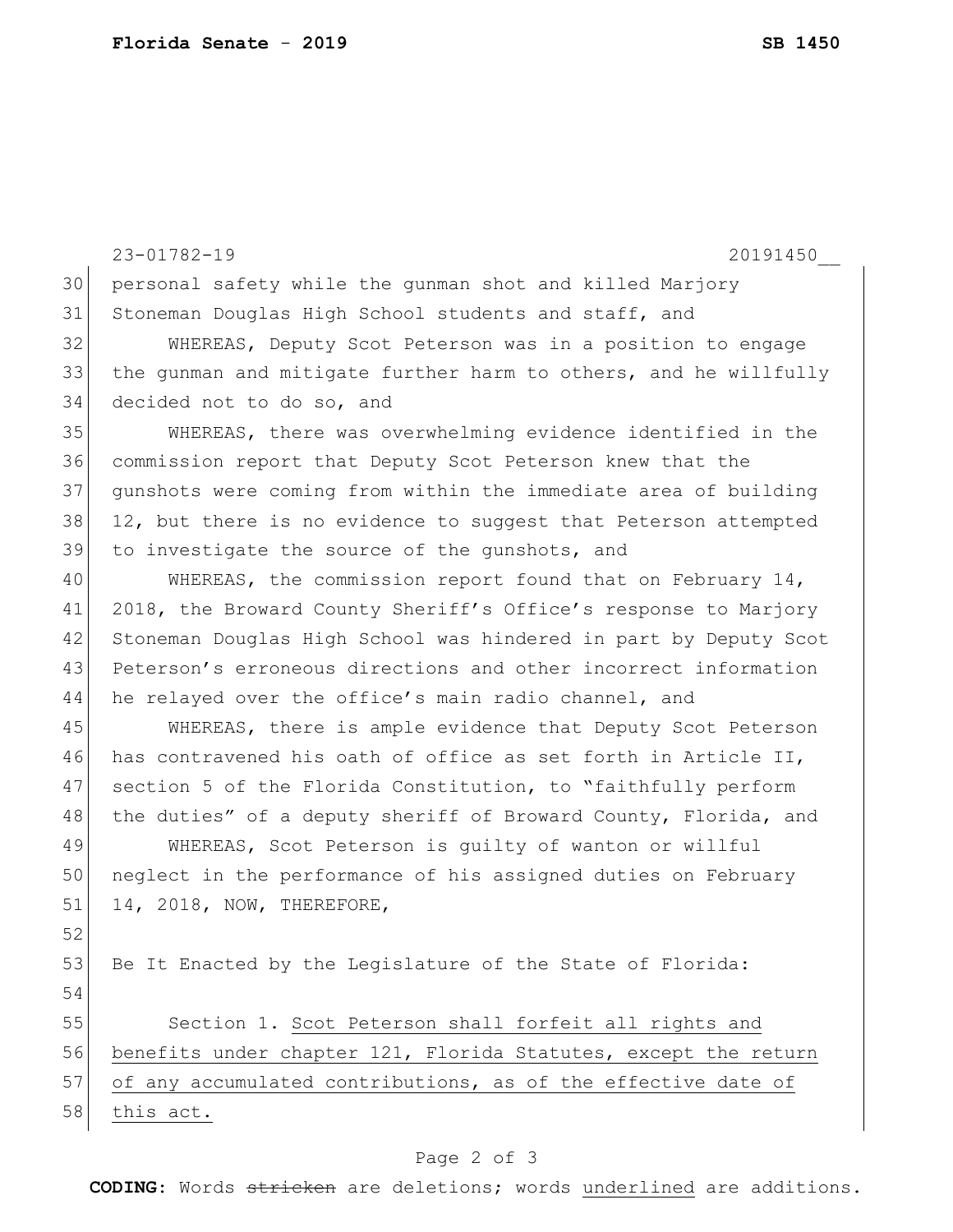personal safety while the gunman shot and killed Marjory Stoneman Douglas High School students and staff, and

WHEREAS, Deputy Scot Peterson was in a position to engage the gunman and mitigate further harm to others, and he willfully decided not to do so, and

WHEREAS, there was overwhelming evidence identified in the commission report that Deputy Scot Peterson knew that the gunshots were coming from within the immediate area of building 12, but there is no evidence to suggest that Peterson attempted to investigate the source of the gunshots, and

WHEREAS, the commission report found that on February 14, 2018, the Broward County Sheriff's Office's response to Marjory Stoneman Douglas High School was hindered in part by Deputy Scot Peterson's erroneous directions and other incorrect information he relayed over the office's main radio channel, and

WHEREAS, there is ample evidence that Deputy Scot Peterson has contravened his oath of office as set forth in Article II, section 5 of the Florida Constitution, to "faithfully perform the duties" of a deputy sheriff of Broward County, Florida, and

WHEREAS, Scot Peterson is guilty of wanton or willful neglect in the performance of his assigned duties on February 14, 2018, NOW, THEREFORE,

Be It Enacted by the Legislature of the State of Florida:

Section 1. <u>Scot Peterson shall forfeit all rights and benefits under chapter 121, Florida Statutes, except the return of any accumulated contributions, as of the effective date of this act.</u>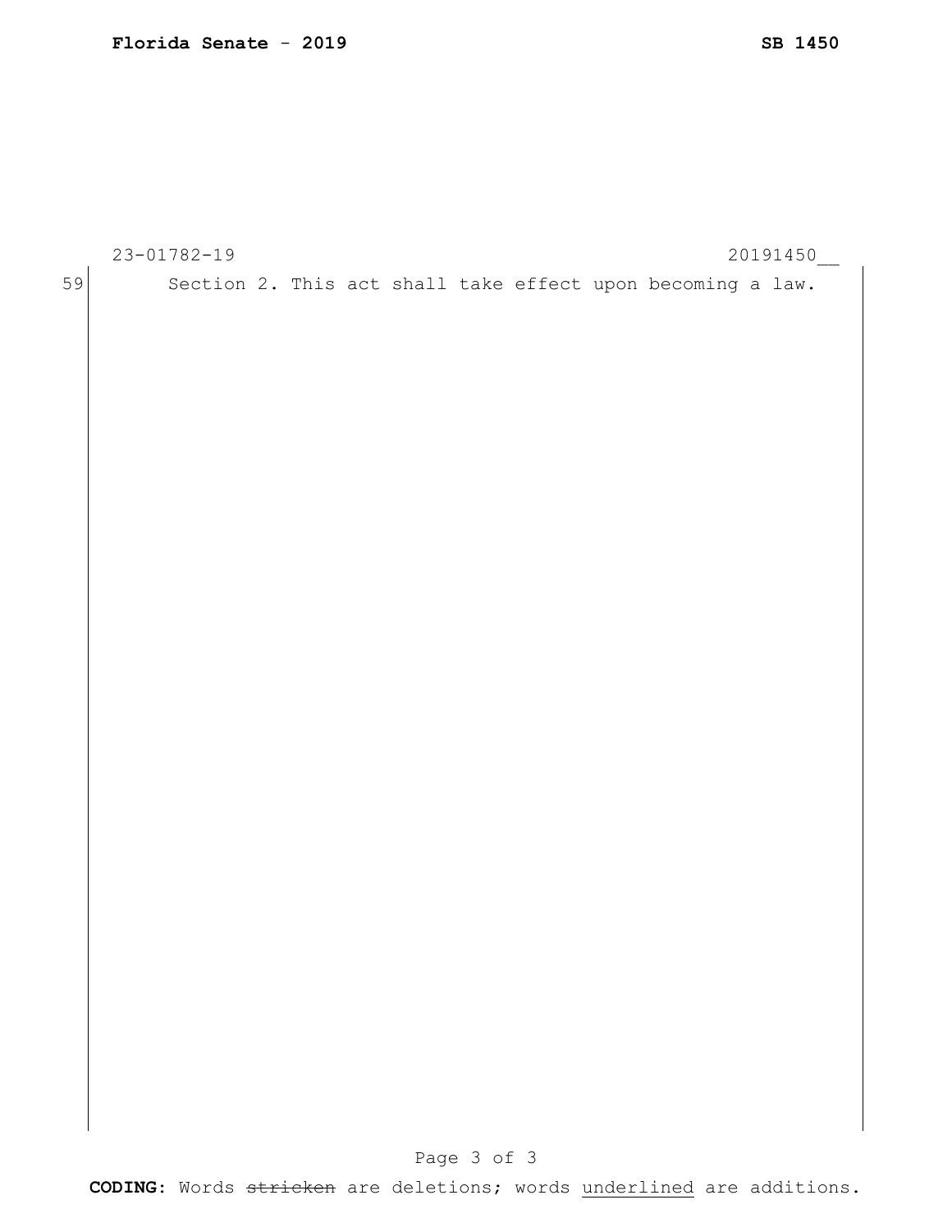23-01782-19 20191450__

59 Section 2. This act shall take effect upon becoming a law.

**CODING:** Words ~~stricken~~ are deletions; words <u>underlined</u> are additions.